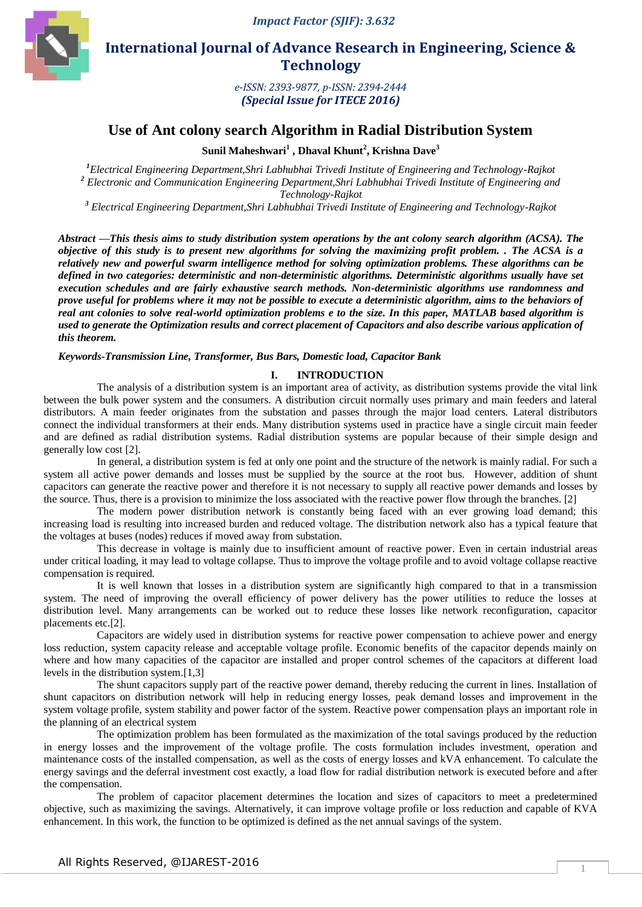# International Journal of Advance Research in Engineering, Science & Technology

*e-ISSN: 2393-9877, p-ISSN: 2394-2444*

***(Special Issue for ITECE 2016)***

## Use of Ant colony search Algorithm in Radial Distribution System

**Sunil Maheshwari[1] , Dhaval Khunt[2], Krishna Dave[3]**

*[1]Electrical Engineering Department,Shri Labhubhai Trivedi Institute of Engineering and Technology-Rajkot*
*[2] Electronic and Communication Engineering Department,Shri Labhubhai Trivedi Institute of Engineering and Technology-Rajkot*
*[3] Electrical Engineering Department,Shri Labhubhai Trivedi Institute of Engineering and Technology-Rajkot*

***Abstract —This thesis aims to study distribution system operations by the ant colony search algorithm (ACSA). The objective of this study is to present new algorithms for solving the maximizing profit problem. . The ACSA is a relatively new and powerful swarm intelligence method for solving optimization problems. These algorithms can be defined in two categories: deterministic and non-deterministic algorithms. Deterministic algorithms usually have set execution schedules and are fairly exhaustive search methods. Non-deterministic algorithms use randomness and prove useful for problems where it may not be possible to execute a deterministic algorithm, aims to the behaviors of real ant colonies to solve real-world optimization problems e to the size. In this paper, MATLAB based algorithm is used to generate the Optimization results and correct placement of Capacitors and also describe various application of this theorem.***

***Keywords-Transmission Line, Transformer, Bus Bars, Domestic load, Capacitor Bank***

## I. INTRODUCTION

The analysis of a distribution system is an important area of activity, as distribution systems provide the vital link between the bulk power system and the consumers. A distribution circuit normally uses primary and main feeders and lateral distributors. A main feeder originates from the substation and passes through the major load centers. Lateral distributors connect the individual transformers at their ends. Many distribution systems used in practice have a single circuit main feeder and are defined as radial distribution systems. Radial distribution systems are popular because of their simple design and generally low cost [2].

In general, a distribution system is fed at only one point and the structure of the network is mainly radial. For such a system all active power demands and losses must be supplied by the source at the root bus. However, addition of shunt capacitors can generate the reactive power and therefore it is not necessary to supply all reactive power demands and losses by the source. Thus, there is a provision to minimize the loss associated with the reactive power flow through the branches. [2]

The modern power distribution network is constantly being faced with an ever growing load demand; this increasing load is resulting into increased burden and reduced voltage. The distribution network also has a typical feature that the voltages at buses (nodes) reduces if moved away from substation.

This decrease in voltage is mainly due to insufficient amount of reactive power. Even in certain industrial areas under critical loading, it may lead to voltage collapse. Thus to improve the voltage profile and to avoid voltage collapse reactive compensation is required.

It is well known that losses in a distribution system are significantly high compared to that in a transmission system. The need of improving the overall efficiency of power delivery has the power utilities to reduce the losses at distribution level. Many arrangements can be worked out to reduce these losses like network reconfiguration, capacitor placements etc.[2].

Capacitors are widely used in distribution systems for reactive power compensation to achieve power and energy loss reduction, system capacity release and acceptable voltage profile. Economic benefits of the capacitor depends mainly on where and how many capacities of the capacitor are installed and proper control schemes of the capacitors at different load levels in the distribution system.[1,3]

The shunt capacitors supply part of the reactive power demand, thereby reducing the current in lines. Installation of shunt capacitors on distribution network will help in reducing energy losses, peak demand losses and improvement in the system voltage profile, system stability and power factor of the system. Reactive power compensation plays an important role in the planning of an electrical system

The optimization problem has been formulated as the maximization of the total savings produced by the reduction in energy losses and the improvement of the voltage profile. The costs formulation includes investment, operation and maintenance costs of the installed compensation, as well as the costs of energy losses and kVA enhancement. To calculate the energy savings and the deferral investment cost exactly, a load flow for radial distribution network is executed before and after the compensation.

The problem of capacitor placement determines the location and sizes of capacitors to meet a predetermined objective, such as maximizing the savings. Alternatively, it can improve voltage profile or loss reduction and capable of KVA enhancement. In this work, the function to be optimized is defined as the net annual savings of the system.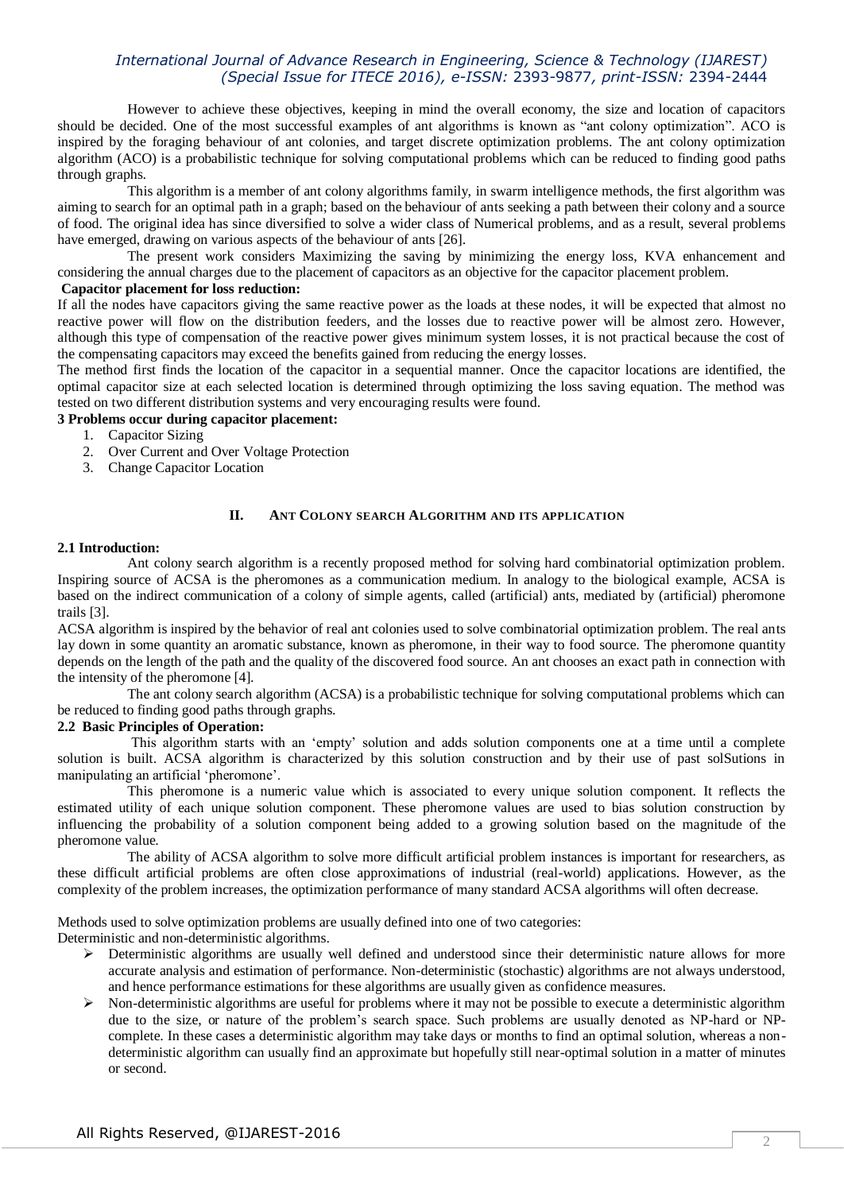However to achieve these objectives, keeping in mind the overall economy, the size and location of capacitors should be decided. One of the most successful examples of ant algorithms is known as "ant colony optimization". ACO is inspired by the foraging behaviour of ant colonies, and target discrete optimization problems. The ant colony optimization algorithm (ACO) is a probabilistic technique for solving computational problems which can be reduced to finding good paths through graphs.

This algorithm is a member of ant colony algorithms family, in swarm intelligence methods, the first algorithm was aiming to search for an optimal path in a graph; based on the behaviour of ants seeking a path between their colony and a source of food. The original idea has since diversified to solve a wider class of Numerical problems, and as a result, several problems have emerged, drawing on various aspects of the behaviour of ants [26].

The present work considers Maximizing the saving by minimizing the energy loss, KVA enhancement and considering the annual charges due to the placement of capacitors as an objective for the capacitor placement problem.

**Capacitor placement for loss reduction:**

If all the nodes have capacitors giving the same reactive power as the loads at these nodes, it will be expected that almost no reactive power will flow on the distribution feeders, and the losses due to reactive power will be almost zero. However, although this type of compensation of the reactive power gives minimum system losses, it is not practical because the cost of the compensating capacitors may exceed the benefits gained from reducing the energy losses.

The method first finds the location of the capacitor in a sequential manner. Once the capacitor locations are identified, the optimal capacitor size at each selected location is determined through optimizing the loss saving equation. The method was tested on two different distribution systems and very encouraging results were found.

**3 Problems occur during capacitor placement:**

1. Capacitor Sizing
2. Over Current and Over Voltage Protection
3. Change Capacitor Location

## II. Ant Colony search Algorithm and its application

### 2.1 Introduction:

Ant colony search algorithm is a recently proposed method for solving hard combinatorial optimization problem. Inspiring source of ACSA is the pheromones as a communication medium. In analogy to the biological example, ACSA is based on the indirect communication of a colony of simple agents, called (artificial) ants, mediated by (artificial) pheromone trails [3].

ACSA algorithm is inspired by the behavior of real ant colonies used to solve combinatorial optimization problem. The real ants lay down in some quantity an aromatic substance, known as pheromone, in their way to food source. The pheromone quantity depends on the length of the path and the quality of the discovered food source. An ant chooses an exact path in connection with the intensity of the pheromone [4].

The ant colony search algorithm (ACSA) is a probabilistic technique for solving computational problems which can be reduced to finding good paths through graphs.

### 2.2 Basic Principles of Operation:

This algorithm starts with an 'empty' solution and adds solution components one at a time until a complete solution is built. ACSA algorithm is characterized by this solution construction and by their use of past solSutions in manipulating an artificial 'pheromone'.

This pheromone is a numeric value which is associated to every unique solution component. It reflects the estimated utility of each unique solution component. These pheromone values are used to bias solution construction by influencing the probability of a solution component being added to a growing solution based on the magnitude of the pheromone value.

The ability of ACSA algorithm to solve more difficult artificial problem instances is important for researchers, as these difficult artificial problems are often close approximations of industrial (real-world) applications. However, as the complexity of the problem increases, the optimization performance of many standard ACSA algorithms will often decrease.

Methods used to solve optimization problems are usually defined into one of two categories:
Deterministic and non-deterministic algorithms.

- Deterministic algorithms are usually well defined and understood since their deterministic nature allows for more accurate analysis and estimation of performance. Non-deterministic (stochastic) algorithms are not always understood, and hence performance estimations for these algorithms are usually given as confidence measures.
- Non-deterministic algorithms are useful for problems where it may not be possible to execute a deterministic algorithm due to the size, or nature of the problem's search space. Such problems are usually denoted as NP-hard or NP-complete. In these cases a deterministic algorithm may take days or months to find an optimal solution, whereas a non-deterministic algorithm can usually find an approximate but hopefully still near-optimal solution in a matter of minutes or second.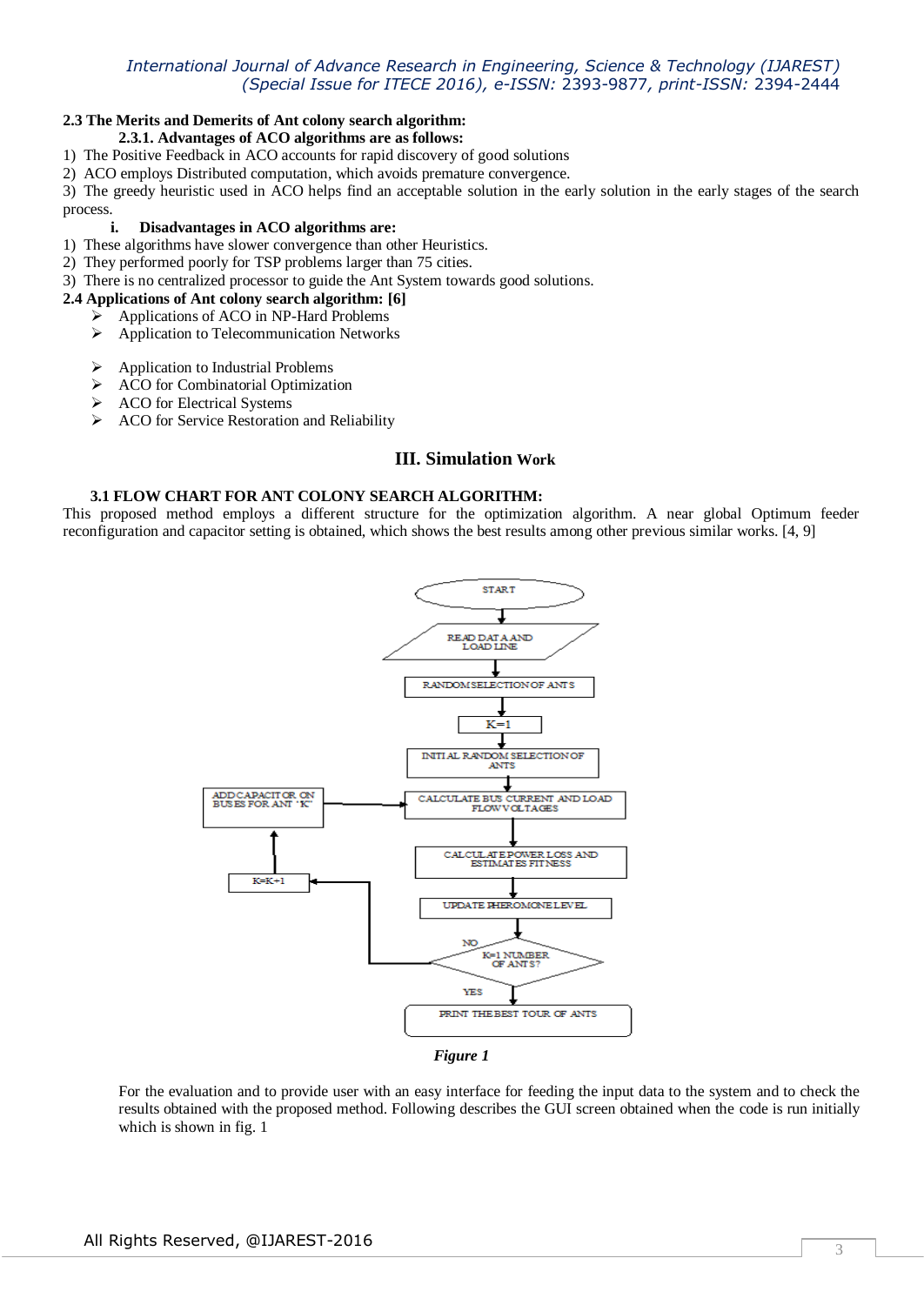### 2.3 The Merits and Demerits of Ant colony search algorithm:

#### 2.3.1. Advantages of ACO algorithms are as follows:

1) The Positive Feedback in ACO accounts for rapid discovery of good solutions
2) ACO employs Distributed computation, which avoids premature convergence.
3) The greedy heuristic used in ACO helps find an acceptable solution in the early solution in the early stages of the search process.

#### i. Disadvantages in ACO algorithms are:

1) These algorithms have slower convergence than other Heuristics.
2) They performed poorly for TSP problems larger than 75 cities.
3) There is no centralized processor to guide the Ant System towards good solutions.

### 2.4 Applications of Ant colony search algorithm: [6]

- Applications of ACO in NP-Hard Problems
- Application to Telecommunication Networks
- Application to Industrial Problems
- ACO for Combinatorial Optimization
- ACO for Electrical Systems
- ACO for Service Restoration and Reliability

## III. Simulation Work

### 3.1 FLOW CHART FOR ANT COLONY SEARCH ALGORITHM:

This proposed method employs a different structure for the optimization algorithm. A near global Optimum feeder reconfiguration and capacitor setting is obtained, which shows the best results among other previous similar works. [4, 9]

START → READ DATA AND LOAD LINE → RANDOM SELECTION OF ANTS → K=1 → INITIAL RANDOM SELECTION OF ANTS → CALCULATE BUS CURRENT AND LOAD FLOW VOLTAGES → CALCULATE POWER LOSS AND ESTIMATES FITNESS → UPDATE PHEROMONE LEVEL → K=1 NUMBER OF ANTS? (NO → K=K+1 → ADD CAPACITOR ON BUSES FOR ANT "K" → CALCULATE BUS CURRENT AND LOAD FLOW VOLTAGES; YES → PRINT THE BEST TOUR OF ANTS)

*Figure 1*

For the evaluation and to provide user with an easy interface for feeding the input data to the system and to check the results obtained with the proposed method. Following describes the GUI screen obtained when the code is run initially which is shown in fig. 1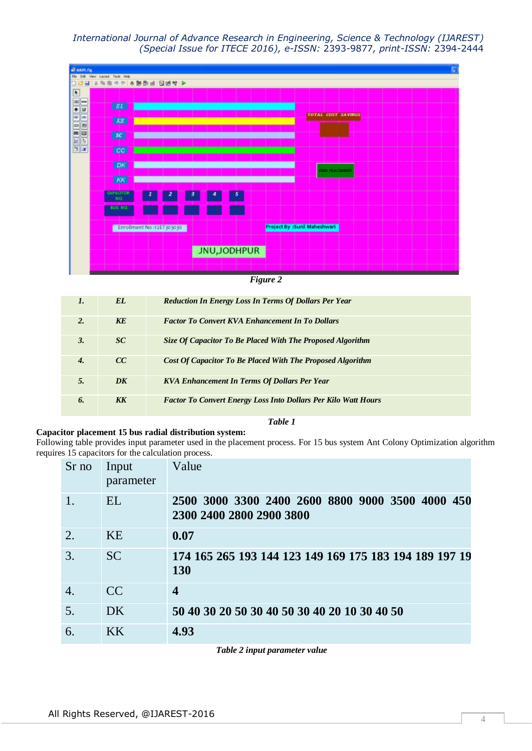*Figure 2*

| 1. | EL | Reduction In Energy Loss In Terms Of Dollars Per Year |
|---|---|---|
| 2. | KE | Factor To Convert KVA Enhancement In To Dollars |
| 3. | SC | Size Of Capacitor To Be Placed With The Proposed Algorithm |
| 4. | CC | Cost Of Capacitor To Be Placed With The Proposed Algorithm |
| 5. | DK | KVA Enhancement In Terms Of Dollars Per Year |
| 6. | KK | Factor To Convert Energy Loss Into Dollars Per Kilo Watt Hours |

*Table 1*

**Capacitor placement 15 bus radial distribution system:**
Following table provides input parameter used in the placement process. For 15 bus system Ant Colony Optimization algorithm requires 15 capacitors for the calculation process.

| Sr no | Input parameter | Value |
|---|---|---|
| 1. | EL | **2500 3000 3300 2400 2600 8800 9000 3500 4000 450 2300 2400 2800 2900 3800** |
| 2. | KE | **0.07** |
| 3. | SC | **174 165 265 193 144 123 149 169 175 183 194 189 197 19 130** |
| 4. | CC | **4** |
| 5. | DK | **50 40 30 20 50 30 40 50 30 40 20 10 30 40 50** |
| 6. | KK | **4.93** |

*Table 2 input parameter value*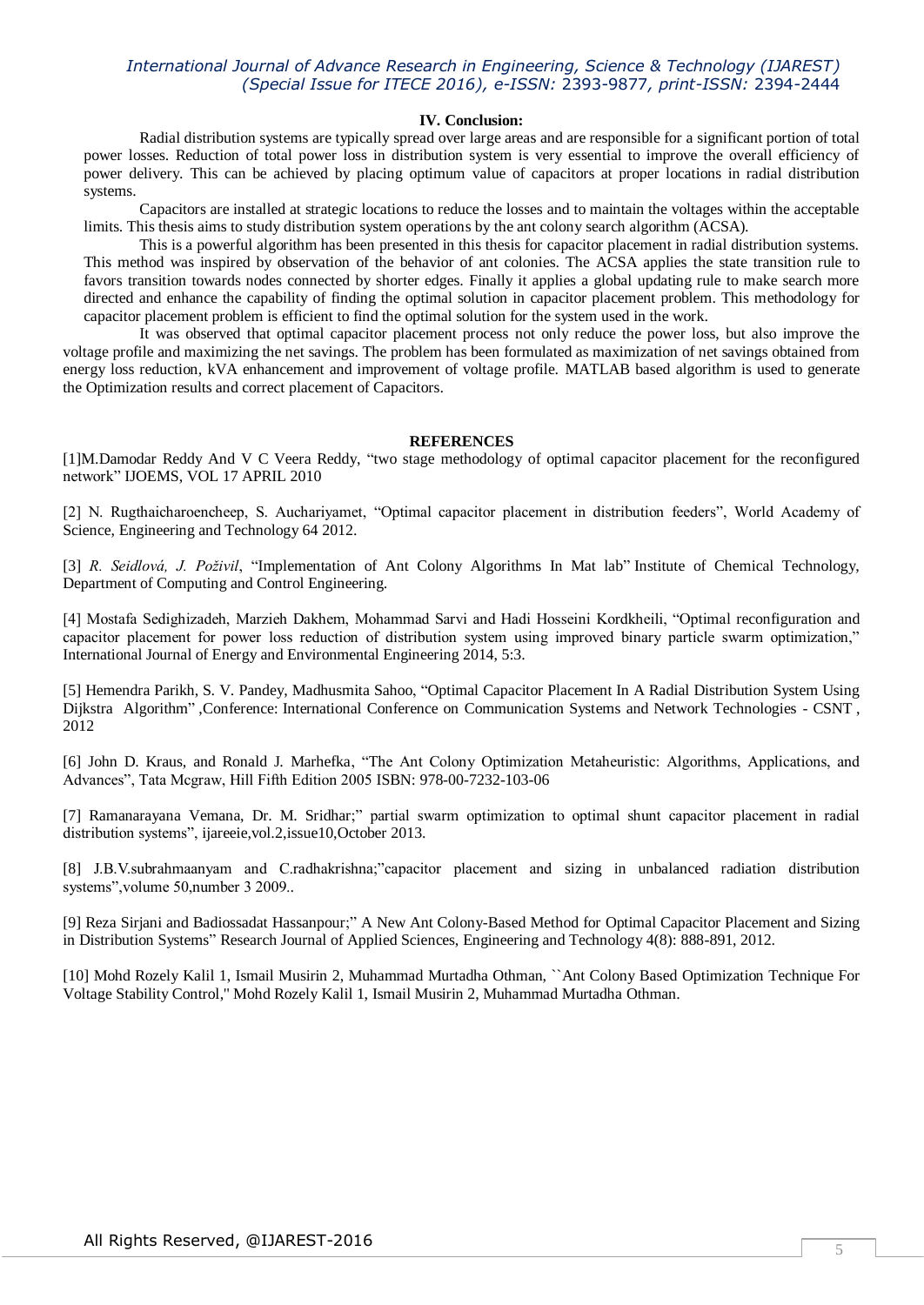## IV. Conclusion:

Radial distribution systems are typically spread over large areas and are responsible for a significant portion of total power losses. Reduction of total power loss in distribution system is very essential to improve the overall efficiency of power delivery. This can be achieved by placing optimum value of capacitors at proper locations in radial distribution systems.

Capacitors are installed at strategic locations to reduce the losses and to maintain the voltages within the acceptable limits. This thesis aims to study distribution system operations by the ant colony search algorithm (ACSA).

This is a powerful algorithm has been presented in this thesis for capacitor placement in radial distribution systems. This method was inspired by observation of the behavior of ant colonies. The ACSA applies the state transition rule to favors transition towards nodes connected by shorter edges. Finally it applies a global updating rule to make search more directed and enhance the capability of finding the optimal solution in capacitor placement problem. This methodology for capacitor placement problem is efficient to find the optimal solution for the system used in the work.

It was observed that optimal capacitor placement process not only reduce the power loss, but also improve the voltage profile and maximizing the net savings. The problem has been formulated as maximization of net savings obtained from energy loss reduction, kVA enhancement and improvement of voltage profile. MATLAB based algorithm is used to generate the Optimization results and correct placement of Capacitors.

## REFERENCES

[1]M.Damodar Reddy And V C Veera Reddy, "two stage methodology of optimal capacitor placement for the reconfigured network" IJOEMS, VOL 17 APRIL 2010

[2] N. Rugthaicharoencheep, S. Auchariyamet, "Optimal capacitor placement in distribution feeders", World Academy of Science, Engineering and Technology 64 2012.

[3] *R. Seidlová, J. Poživil*, "Implementation of Ant Colony Algorithms In Mat lab" Institute of Chemical Technology, Department of Computing and Control Engineering.

[4] Mostafa Sedighizadeh, Marzieh Dakhem, Mohammad Sarvi and Hadi Hosseini Kordkheili, "Optimal reconfiguration and capacitor placement for power loss reduction of distribution system using improved binary particle swarm optimization," International Journal of Energy and Environmental Engineering 2014, 5:3.

[5] Hemendra Parikh, S. V. Pandey, Madhusmita Sahoo, "Optimal Capacitor Placement In A Radial Distribution System Using Dijkstra Algorithm" ,Conference: International Conference on Communication Systems and Network Technologies - CSNT , 2012

[6] John D. Kraus, and Ronald J. Marhefka, "The Ant Colony Optimization Metaheuristic: Algorithms, Applications, and Advances", Tata Mcgraw, Hill Fifth Edition 2005 ISBN: 978-00-7232-103-06

[7] Ramanarayana Vemana, Dr. M. Sridhar;" partial swarm optimization to optimal shunt capacitor placement in radial distribution systems", ijareeie,vol.2,issue10,October 2013.

[8] J.B.V.subrahmaanyam and C.radhakrishna;"capacitor placement and sizing in unbalanced radiation distribution systems",volume 50,number 3 2009..

[9] Reza Sirjani and Badiossadat Hassanpour;" A New Ant Colony-Based Method for Optimal Capacitor Placement and Sizing in Distribution Systems" Research Journal of Applied Sciences, Engineering and Technology 4(8): 888-891, 2012.

[10] Mohd Rozely Kalil 1, Ismail Musirin 2, Muhammad Murtadha Othman, ``Ant Colony Based Optimization Technique For Voltage Stability Control," Mohd Rozely Kalil 1, Ismail Musirin 2, Muhammad Murtadha Othman.